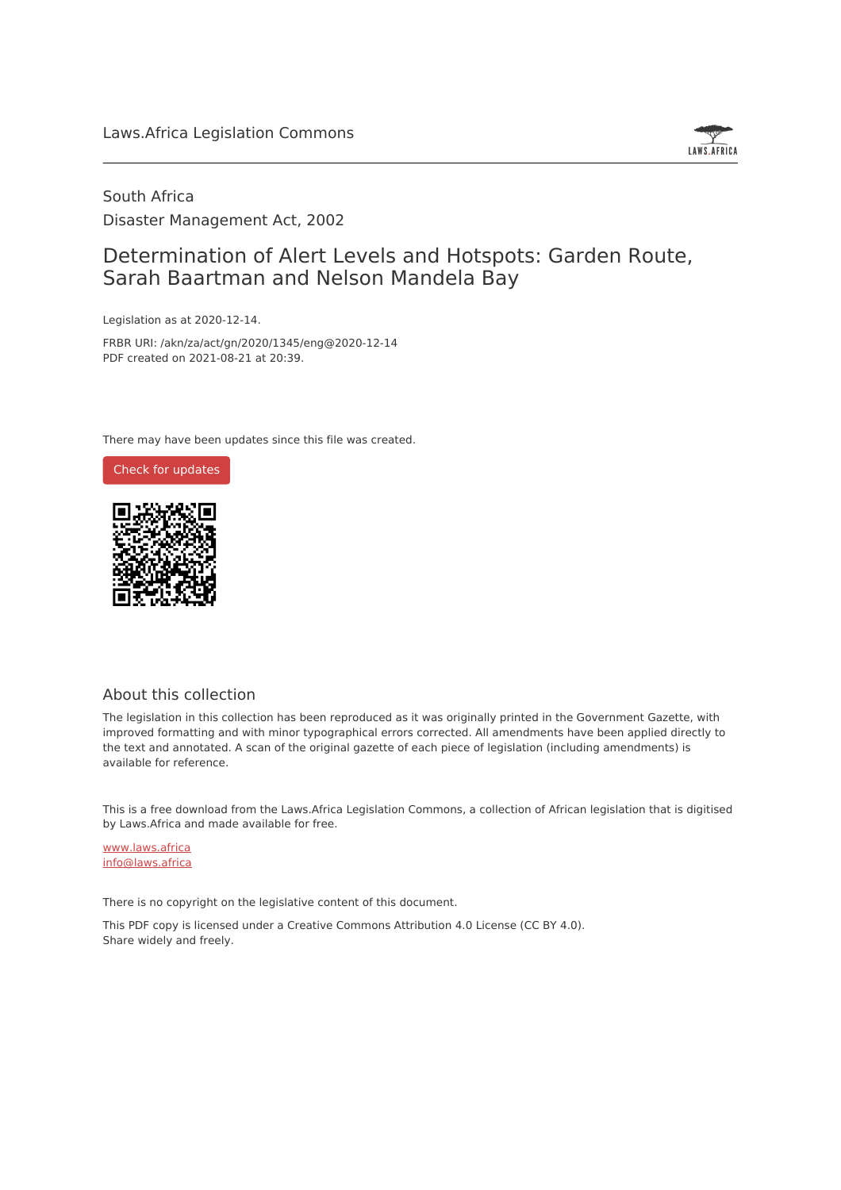Laws.Africa Legislation Commons

South Africa

Disaster Management Act, 2002

# Determination of Alert Levels and Hotspots: Garden Route, Sarah Baartman and Nelson Mandela Bay

Legislation as at 2020-12-14.

FRBR URI: /akn/za/act/gn/2020/1345/eng@2020-12-14

PDF created on 2021-08-21 at 20:39.

There may have been updates since this file was created.

Check for updates

## About this collection

The legislation in this collection has been reproduced as it was originally printed in the Government Gazette, with improved formatting and with minor typographical errors corrected. All amendments have been applied directly to the text and annotated. A scan of the original gazette of each piece of legislation (including amendments) is available for reference.

This is a free download from the Laws.Africa Legislation Commons, a collection of African legislation that is digitised by Laws.Africa and made available for free.

www.laws.africa

info@laws.africa

There is no copyright on the legislative content of this document.

This PDF copy is licensed under a Creative Commons Attribution 4.0 License (CC BY 4.0). Share widely and freely.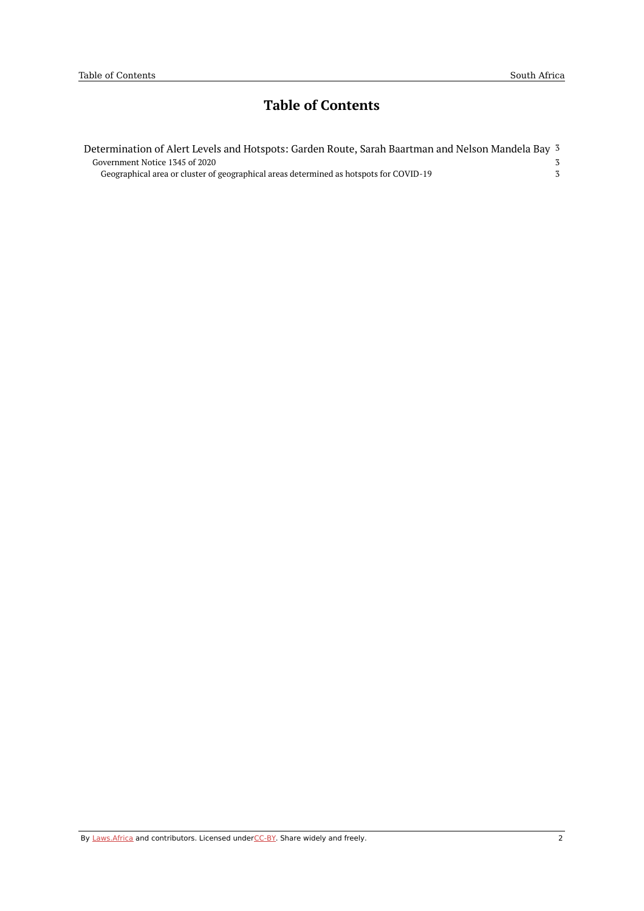# Table of Contents

Determination of Alert Levels and Hotspots: Garden Route, Sarah Baartman and Nelson Mandela Bay 3

- Government Notice 1345 of 2020 3
  - Geographical area or cluster of geographical areas determined as hotspots for COVID-19 3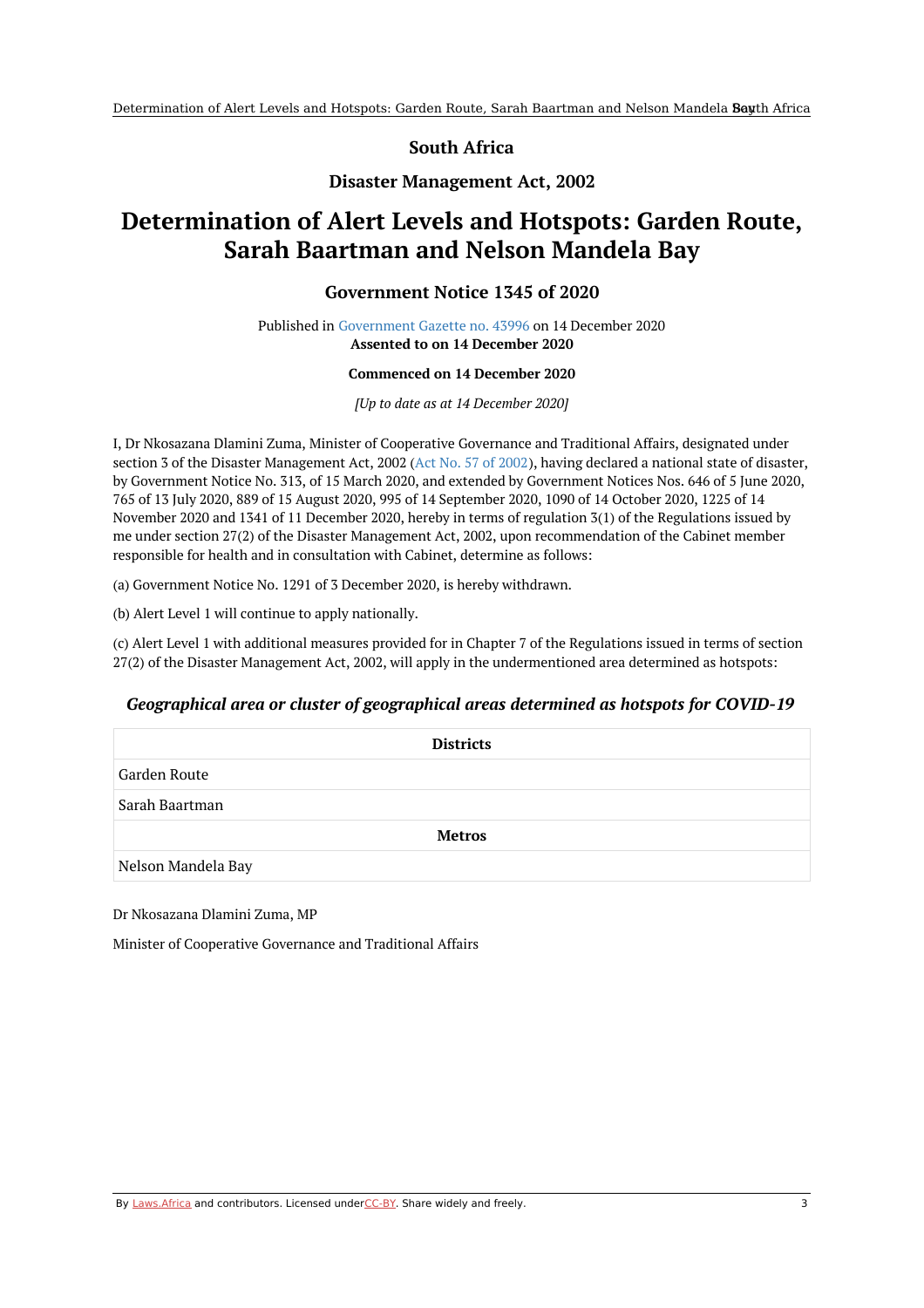# South Africa

## Disaster Management Act, 2002

# Determination of Alert Levels and Hotspots: Garden Route, Sarah Baartman and Nelson Mandela Bay

## Government Notice 1345 of 2020

Published in Government Gazette no. 43996 on 14 December 2020

**Assented to on 14 December 2020**

**Commenced on 14 December 2020**

*[Up to date as at 14 December 2020]*

I, Dr Nkosazana Dlamini Zuma, Minister of Cooperative Governance and Traditional Affairs, designated under section 3 of the Disaster Management Act, 2002 (Act No. 57 of 2002), having declared a national state of disaster, by Government Notice No. 313, of 15 March 2020, and extended by Government Notices Nos. 646 of 5 June 2020, 765 of 13 July 2020, 889 of 15 August 2020, 995 of 14 September 2020, 1090 of 14 October 2020, 1225 of 14 November 2020 and 1341 of 11 December 2020, hereby in terms of regulation 3(1) of the Regulations issued by me under section 27(2) of the Disaster Management Act, 2002, upon recommendation of the Cabinet member responsible for health and in consultation with Cabinet, determine as follows:

(a) Government Notice No. 1291 of 3 December 2020, is hereby withdrawn.

(b) Alert Level 1 will continue to apply nationally.

(c) Alert Level 1 with additional measures provided for in Chapter 7 of the Regulations issued in terms of section 27(2) of the Disaster Management Act, 2002, will apply in the undermentioned area determined as hotspots:

### *Geographical area or cluster of geographical areas determined as hotspots for COVID-19*

| Districts |
| --- |
| Garden Route |
| Sarah Baartman |
| **Metros** |
| Nelson Mandela Bay |

Dr Nkosazana Dlamini Zuma, MP

Minister of Cooperative Governance and Traditional Affairs